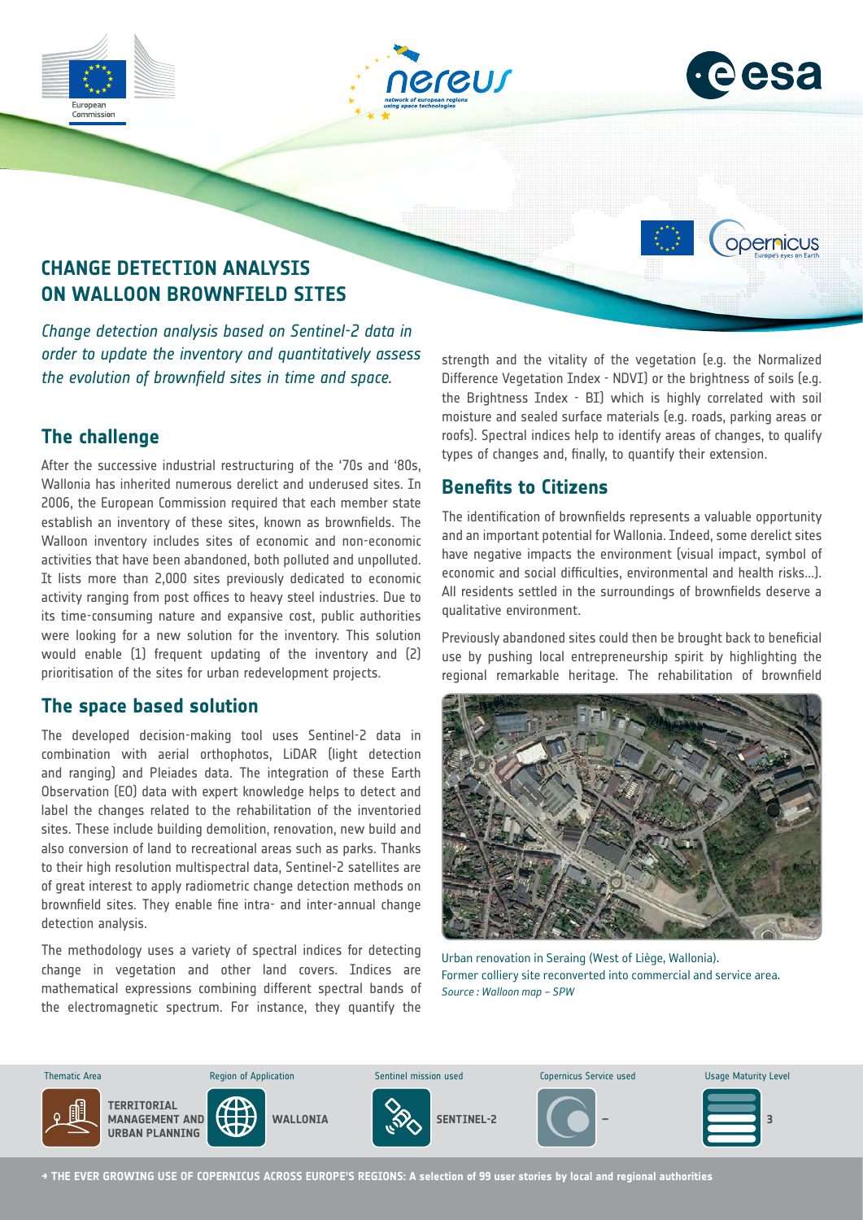# CHANGE DETECTION ANALYSIS ON WALLOON BROWNFIELD SITES

*Change detection analysis based on Sentinel-2 data in order to update the inventory and quantitatively assess the evolution of brownfield sites in time and space.*

## The challenge

After the successive industrial restructuring of the '70s and '80s, Wallonia has inherited numerous derelict and underused sites. In 2006, the European Commission required that each member state establish an inventory of these sites, known as brownfields. The Walloon inventory includes sites of economic and non-economic activities that have been abandoned, both polluted and unpolluted. It lists more than 2,000 sites previously dedicated to economic activity ranging from post offices to heavy steel industries. Due to its time-consuming nature and expansive cost, public authorities were looking for a new solution for the inventory. This solution would enable (1) frequent updating of the inventory and (2) prioritisation of the sites for urban redevelopment projects.

## The space based solution

The developed decision-making tool uses Sentinel-2 data in combination with aerial orthophotos, LiDAR (light detection and ranging) and Pleiades data. The integration of these Earth Observation (EO) data with expert knowledge helps to detect and label the changes related to the rehabilitation of the inventoried sites. These include building demolition, renovation, new build and also conversion of land to recreational areas such as parks. Thanks to their high resolution multispectral data, Sentinel-2 satellites are of great interest to apply radiometric change detection methods on brownfield sites. They enable fine intra- and inter-annual change detection analysis.

The methodology uses a variety of spectral indices for detecting change in vegetation and other land covers. Indices are mathematical expressions combining different spectral bands of the electromagnetic spectrum. For instance, they quantify the strength and the vitality of the vegetation (e.g. the Normalized Difference Vegetation Index - NDVI) or the brightness of soils (e.g. the Brightness Index - BI) which is highly correlated with soil moisture and sealed surface materials (e.g. roads, parking areas or roofs). Spectral indices help to identify areas of changes, to qualify types of changes and, finally, to quantify their extension.

## Benefits to Citizens

The identification of brownfields represents a valuable opportunity and an important potential for Wallonia. Indeed, some derelict sites have negative impacts the environment (visual impact, symbol of economic and social difficulties, environmental and health risks...). All residents settled in the surroundings of brownfields deserve a qualitative environment.

Previously abandoned sites could then be brought back to beneficial use by pushing local entrepreneurship spirit by highlighting the regional remarkable heritage. The rehabilitation of brownfield

Urban renovation in Seraing (West of Liège, Wallonia).
Former colliery site reconverted into commercial and service area.
*Source : Walloon map – SPW*

| Thematic Area | Region of Application | Sentinel mission used | Copernicus Service used | Usage Maturity Level |
|---|---|---|---|---|
| TERRITORIAL MANAGEMENT AND URBAN PLANNING | WALLONIA | SENTINEL-2 | – | 3 |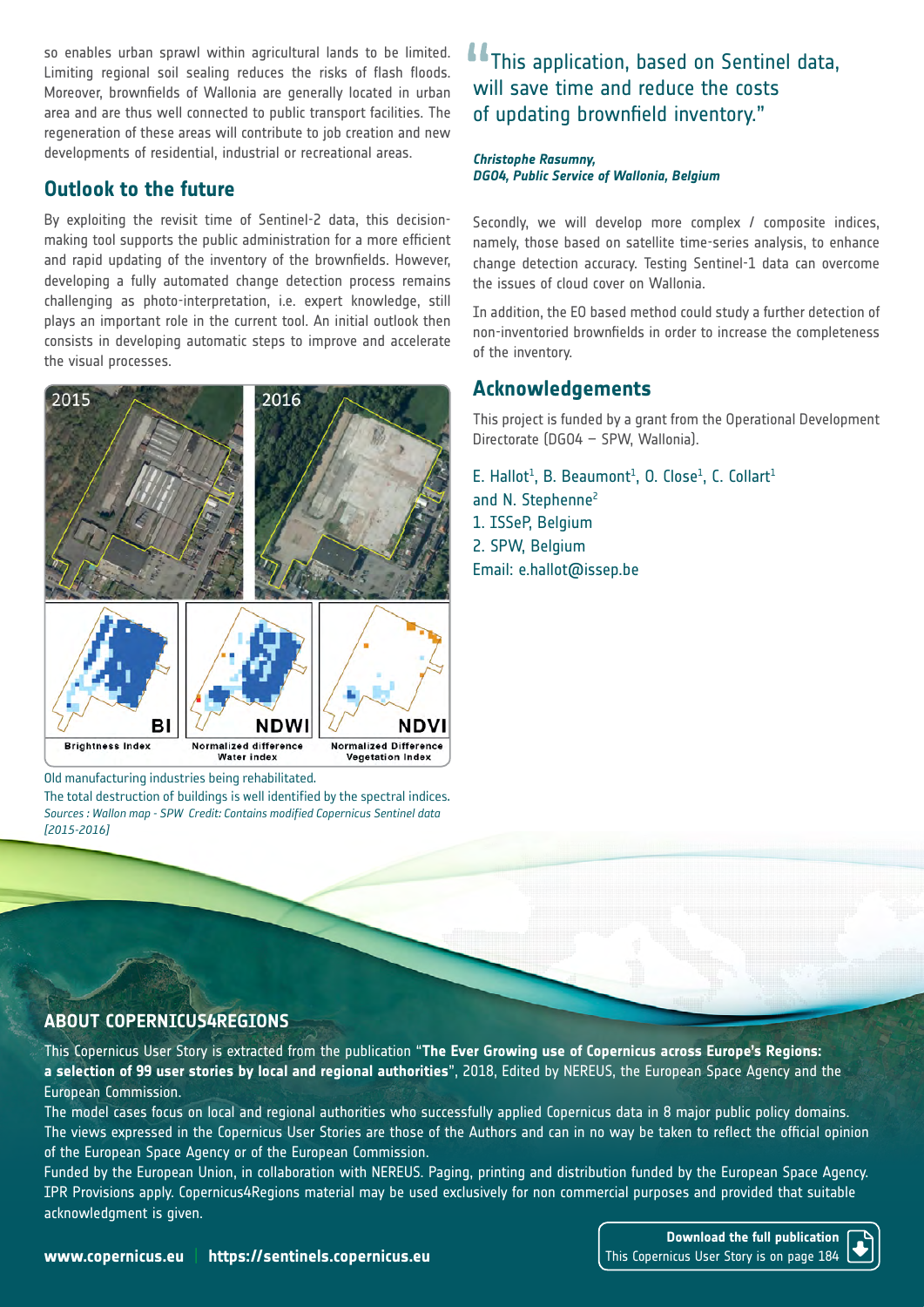so enables urban sprawl within agricultural lands to be limited. Limiting regional soil sealing reduces the risks of flash floods. Moreover, brownfields of Wallonia are generally located in urban area and are thus well connected to public transport facilities. The regeneration of these areas will contribute to job creation and new developments of residential, industrial or recreational areas.

## Outlook to the future

By exploiting the revisit time of Sentinel-2 data, this decision-making tool supports the public administration for a more efficient and rapid updating of the inventory of the brownfields. However, developing a fully automated change detection process remains challenging as photo-interpretation, i.e. expert knowledge, still plays an important role in the current tool. An initial outlook then consists in developing automatic steps to improve and accelerate the visual processes.

2015
2016
BI
Brightness Index
NDWI
Normalized difference Water index
NDVI
Normalized Difference Vegetation Index

Old manufacturing industries being rehabilitated.
The total destruction of buildings is well identified by the spectral indices.
*Sources : Wallon map - SPW Credit: Contains modified Copernicus Sentinel data [2015-2016]*

> "This application, based on Sentinel data, will save time and reduce the costs of updating brownfield inventory."

***Christophe Rasumny, DG04, Public Service of Wallonia, Belgium***

Secondly, we will develop more complex / composite indices, namely, those based on satellite time-series analysis, to enhance change detection accuracy. Testing Sentinel-1 data can overcome the issues of cloud cover on Wallonia.

In addition, the EO based method could study a further detection of non-inventoried brownfields in order to increase the completeness of the inventory.

## Acknowledgements

This project is funded by a grant from the Operational Development Directorate (DG04 – SPW, Wallonia).

E. Hallot[1], B. Beaumont[1], O. Close[1], C. Collart[1] and N. Stephenne[2]
1. ISSeP, Belgium
2. SPW, Belgium
Email: e.hallot@issep.be

## ABOUT COPERNICUS4REGIONS

This Copernicus User Story is extracted from the publication "**The Ever Growing use of Copernicus across Europe's Regions: a selection of 99 user stories by local and regional authorities**", 2018, Edited by NEREUS, the European Space Agency and the European Commission.
The model cases focus on local and regional authorities who successfully applied Copernicus data in 8 major public policy domains. The views expressed in the Copernicus User Stories are those of the Authors and can in no way be taken to reflect the official opinion of the European Space Agency or of the European Commission.
Funded by the European Union, in collaboration with NEREUS. Paging, printing and distribution funded by the European Space Agency. IPR Provisions apply. Copernicus4Regions material may be used exclusively for non commercial purposes and provided that suitable acknowledgment is given.

**www.copernicus.eu** | **https://sentinels.copernicus.eu**

**Download the full publication**
This Copernicus User Story is on page 184